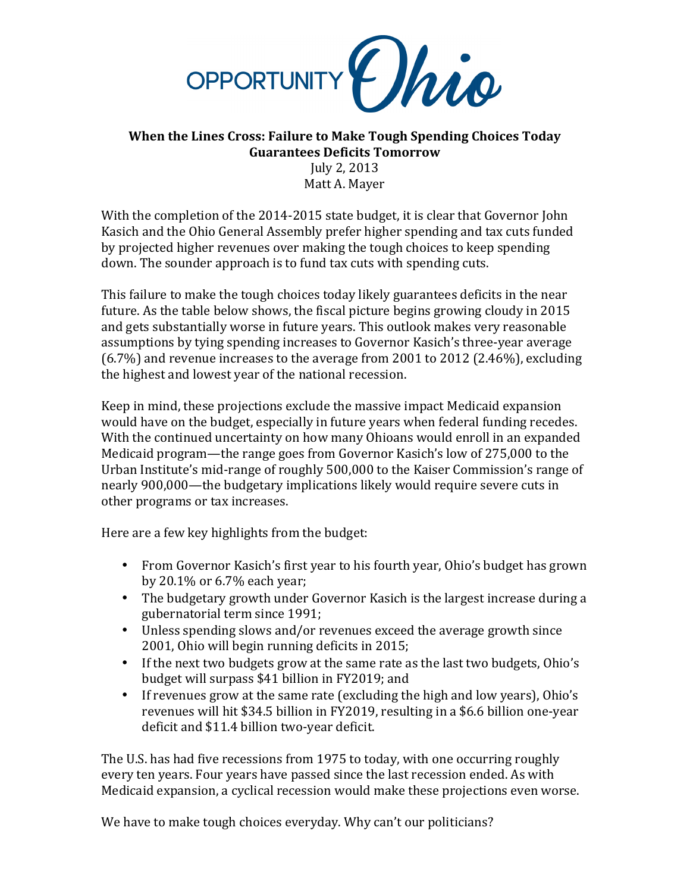OPPORTUNITY Ohio

**When the Lines Cross: Failure to Make Tough Spending Choices Today Guarantees Deficits Tomorrow**

July 2, 2013

Matt A. Mayer

With the completion of the 2014-2015 state budget, it is clear that Governor John Kasich and the Ohio General Assembly prefer higher spending and tax cuts funded by projected higher revenues over making the tough choices to keep spending down. The sounder approach is to fund tax cuts with spending cuts.

This failure to make the tough choices today likely guarantees deficits in the near future. As the table below shows, the fiscal picture begins growing cloudy in 2015 and gets substantially worse in future years. This outlook makes very reasonable assumptions by tying spending increases to Governor Kasich's three-year average (6.7%) and revenue increases to the average from 2001 to 2012 (2.46%), excluding the highest and lowest year of the national recession.

Keep in mind, these projections exclude the massive impact Medicaid expansion would have on the budget, especially in future years when federal funding recedes. With the continued uncertainty on how many Ohioans would enroll in an expanded Medicaid program—the range goes from Governor Kasich's low of 275,000 to the Urban Institute's mid-range of roughly 500,000 to the Kaiser Commission's range of nearly 900,000—the budgetary implications likely would require severe cuts in other programs or tax increases.

Here are a few key highlights from the budget:

- From Governor Kasich's first year to his fourth year, Ohio's budget has grown by 20.1% or 6.7% each year;
- The budgetary growth under Governor Kasich is the largest increase during a gubernatorial term since 1991;
- Unless spending slows and/or revenues exceed the average growth since 2001, Ohio will begin running deficits in 2015;
- If the next two budgets grow at the same rate as the last two budgets, Ohio's budget will surpass $41 billion in FY2019; and
- If revenues grow at the same rate (excluding the high and low years), Ohio's revenues will hit $34.5 billion in FY2019, resulting in a $6.6 billion one-year deficit and $11.4 billion two-year deficit.

The U.S. has had five recessions from 1975 to today, with one occurring roughly every ten years. Four years have passed since the last recession ended. As with Medicaid expansion, a cyclical recession would make these projections even worse.

We have to make tough choices everyday. Why can't our politicians?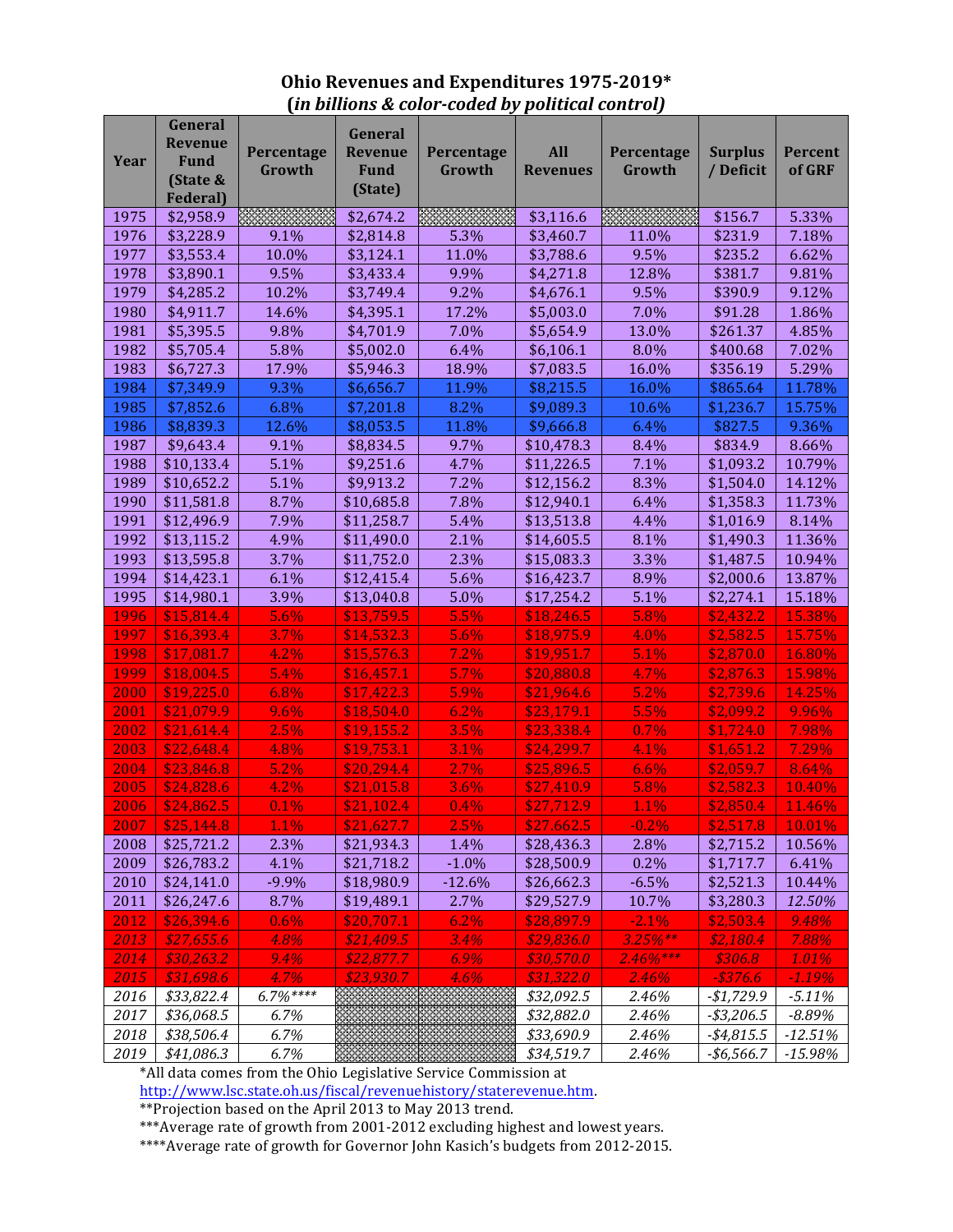# Ohio Revenues and Expenditures 1975-2019*
**(*in billions & color-coded by political control*)**

| Year | General Revenue Fund (State & Federal) | Percentage Growth | General Revenue Fund (State) | Percentage Growth | All Revenues | Percentage Growth | Surplus / Deficit | Percent of GRF |
|---|---|---|---|---|---|---|---|---|
| 1975 | $2,958.9 | | $2,674.2 | | $3,116.6 | | $156.7 | 5.33% |
| 1976 | $3,228.9 | 9.1% | $2,814.8 | 5.3% | $3,460.7 | 11.0% | $231.9 | 7.18% |
| 1977 | $3,553.4 | 10.0% | $3,124.1 | 11.0% | $3,788.6 | 9.5% | $235.2 | 6.62% |
| 1978 | $3,890.1 | 9.5% | $3,433.4 | 9.9% | $4,271.8 | 12.8% | $381.7 | 9.81% |
| 1979 | $4,285.2 | 10.2% | $3,749.4 | 9.2% | $4,676.1 | 9.5% | $390.9 | 9.12% |
| 1980 | $4,911.7 | 14.6% | $4,395.1 | 17.2% | $5,003.0 | 7.0% | $91.28 | 1.86% |
| 1981 | $5,395.5 | 9.8% | $4,701.9 | 7.0% | $5,654.9 | 13.0% | $261.37 | 4.85% |
| 1982 | $5,705.4 | 5.8% | $5,002.0 | 6.4% | $6,106.1 | 8.0% | $400.68 | 7.02% |
| 1983 | $6,727.3 | 17.9% | $5,946.3 | 18.9% | $7,083.5 | 16.0% | $356.19 | 5.29% |
| 1984 | $7,349.9 | 9.3% | $6,656.7 | 11.9% | $8,215.5 | 16.0% | $865.64 | 11.78% |
| 1985 | $7,852.6 | 6.8% | $7,201.8 | 8.2% | $9,089.3 | 10.6% | $1,236.7 | 15.75% |
| 1986 | $8,839.3 | 12.6% | $8,053.5 | 11.8% | $9,666.8 | 6.4% | $827.5 | 9.36% |
| 1987 | $9,643.4 | 9.1% | $8,834.5 | 9.7% | $10,478.3 | 8.4% | $834.9 | 8.66% |
| 1988 | $10,133.4 | 5.1% | $9,251.6 | 4.7% | $11,226.5 | 7.1% | $1,093.2 | 10.79% |
| 1989 | $10,652.2 | 5.1% | $9,913.2 | 7.2% | $12,156.2 | 8.3% | $1,504.0 | 14.12% |
| 1990 | $11,581.8 | 8.7% | $10,685.8 | 7.8% | $12,940.1 | 6.4% | $1,358.3 | 11.73% |
| 1991 | $12,496.9 | 7.9% | $11,258.7 | 5.4% | $13,513.8 | 4.4% | $1,016.9 | 8.14% |
| 1992 | $13,115.2 | 4.9% | $11,490.0 | 2.1% | $14,605.5 | 8.1% | $1,490.3 | 11.36% |
| 1993 | $13,595.8 | 3.7% | $11,752.0 | 2.3% | $15,083.3 | 3.3% | $1,487.5 | 10.94% |
| 1994 | $14,423.1 | 6.1% | $12,415.4 | 5.6% | $16,423.7 | 8.9% | $2,000.6 | 13.87% |
| 1995 | $14,980.1 | 3.9% | $13,040.8 | 5.0% | $17,254.2 | 5.1% | $2,274.1 | 15.18% |
| 1996 | $15,814.4 | 5.6% | $13,759.5 | 5.5% | $18,246.5 | 5.8% | $2,432.2 | 15.38% |
| 1997 | $16,393.4 | 3.7% | $14,532.3 | 5.6% | $18,975.9 | 4.0% | $2,582.5 | 15.75% |
| 1998 | $17,081.7 | 4.2% | $15,576.3 | 7.2% | $19,951.7 | 5.1% | $2,870.0 | 16.80% |
| 1999 | $18,004.5 | 5.4% | $16,457.1 | 5.7% | $20,880.8 | 4.7% | $2,876.3 | 15.98% |
| 2000 | $19,225.0 | 6.8% | $17,422.3 | 5.9% | $21,964.6 | 5.2% | $2,739.6 | 14.25% |
| 2001 | $21,079.9 | 9.6% | $18,504.0 | 6.2% | $23,179.1 | 5.5% | $2,099.2 | 9.96% |
| 2002 | $21,614.4 | 2.5% | $19,155.2 | 3.5% | $23,338.4 | 0.7% | $1,724.0 | 7.98% |
| 2003 | $22,648.4 | 4.8% | $19,753.1 | 3.1% | $24,299.7 | 4.1% | $1,651.2 | 7.29% |
| 2004 | $23,846.8 | 5.2% | $20,294.4 | 2.7% | $25,896.5 | 6.6% | $2,059.7 | 8.64% |
| 2005 | $24,828.6 | 4.2% | $21,015.8 | 3.6% | $27,410.9 | 5.8% | $2,582.3 | 10.40% |
| 2006 | $24,862.5 | 0.1% | $21,102.4 | 0.4% | $27,712.9 | 1.1% | $2,850.4 | 11.46% |
| 2007 | $25,144.8 | 1.1% | $21,627.7 | 2.5% | $27,662.5 | -0.2% | $2,517.8 | 10.01% |
| 2008 | $25,721.2 | 2.3% | $21,934.3 | 1.4% | $28,436.3 | 2.8% | $2,715.2 | 10.56% |
| 2009 | $26,783.2 | 4.1% | $21,718.2 | -1.0% | $28,500.9 | 0.2% | $1,717.7 | 6.41% |
| 2010 | $24,141.0 | -9.9% | $18,980.9 | -12.6% | $26,662.3 | -6.5% | $2,521.3 | 10.44% |
| 2011 | $26,247.6 | 8.7% | $19,489.1 | 2.7% | $29,527.9 | 10.7% | $3,280.3 | *12.50%* |
| 2012 | $26,394.6 | 0.6% | $20,707.1 | 6.2% | $28,897.9 | -2.1% | $2,503.4 | *9.48%* |
| *2013* | *$27,655.6* | *4.8%* | *$21,409.5* | *3.4%* | *$29,836.0* | *3.25%*** | *$2,180.4* | *7.88%* |
| *2014* | *$30,263.2* | *9.4%* | *$22,877.7* | *6.9%* | *$30,570.0* | *2.46%**** | *$306.8* | *1.01%* |
| *2015* | *$31,698.6* | *4.7%* | *$23,930.7* | *4.6%* | *$31,322.0* | *2.46%* | *-$376.6* | *-1.19%* |
| *2016* | *$33,822.4* | *6.7%***** | | | *$32,092.5* | *2.46%* | *-$1,729.9* | *-5.11%* |
| *2017* | *$36,068.5* | *6.7%* | | | *$32,882.0* | *2.46%* | *-$3,206.5* | *-8.89%* |
| *2018* | *$38,506.4* | *6.7%* | | | *$33,690.9* | *2.46%* | *-$4,815.5* | *-12.51%* |
| *2019* | *$41,086.3* | *6.7%* | | | *$34,519.7* | *2.46%* | *-$6,566.7* | *-15.98%* |

*All data comes from the Ohio Legislative Service Commission at http://www.lsc.state.oh.us/fiscal/revenuehistory/staterevenue.htm.

**Projection based on the April 2013 to May 2013 trend.

***Average rate of growth from 2001-2012 excluding highest and lowest years.

****Average rate of growth for Governor John Kasich's budgets from 2012-2015.